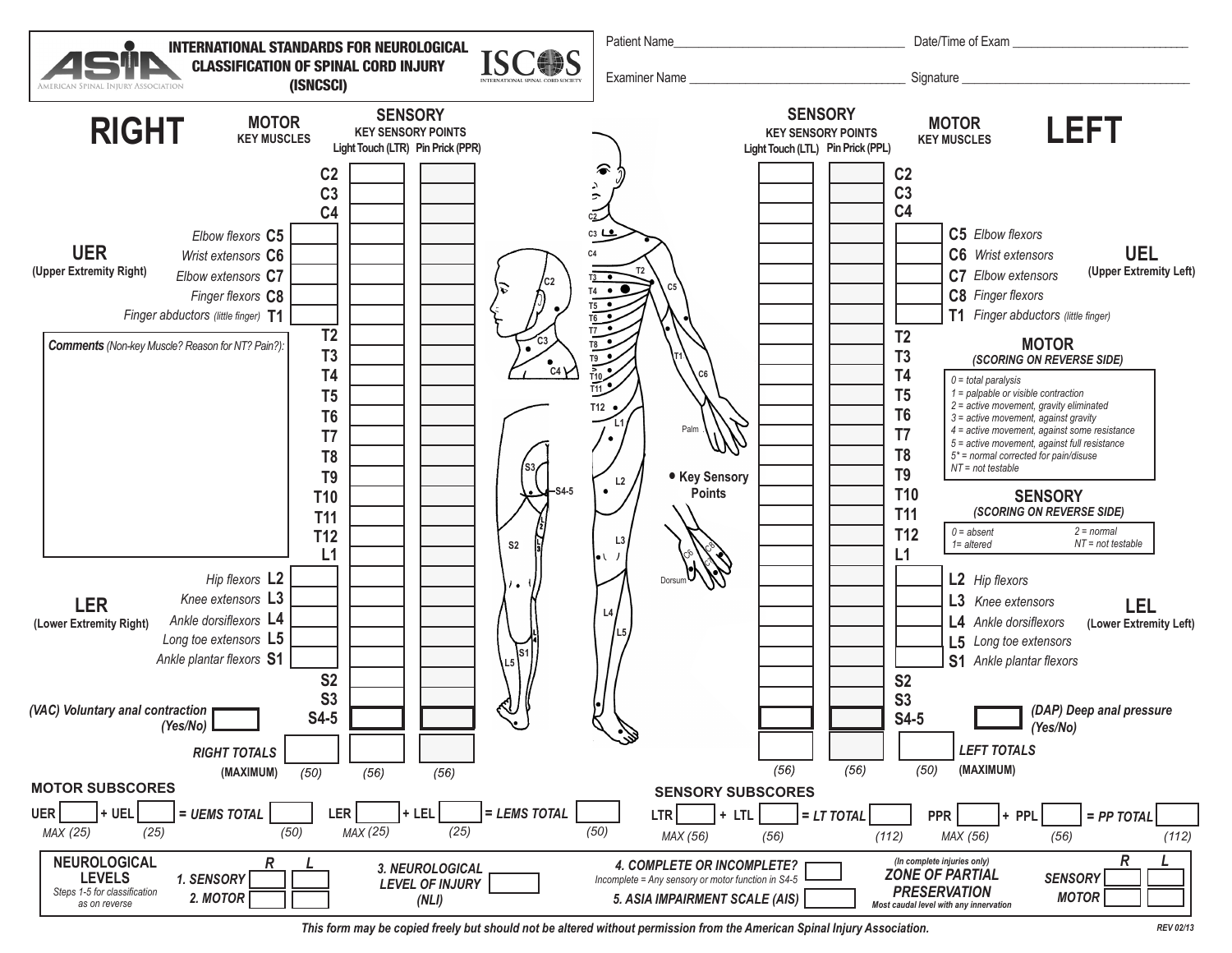# INTERNATIONAL STANDARDS FOR NEUROLOGICAL CLASSIFICATION OF SPINAL CORD INJURY (ISNCSCI)

ASIA — American Spinal Injury Association | ISCOS — International Spinal Cord Society

Patient Name______________________________ Date/Time of Exam ______________________

Examiner Name ____________________________ Signature ____________________________

## RIGHT

| MOTOR KEY MUSCLES | Level | SENSORY Light Touch (LTR) | SENSORY Pin Prick (PPR) |
|---|---|---|---|
| | C2 | | |
| | C3 | | |
| | C4 | | |
| Elbow flexors | C5 | | |
| Wrist extensors | C6 | | |
| Elbow extensors | C7 | | |
| Finger flexors | C8 | | |
| Finger abductors (little finger) | T1 | | |
| | T2 | | |
| | T3 | | |
| | T4 | | |
| | T5 | | |
| | T6 | | |
| | T7 | | |
| | T8 | | |
| | T9 | | |
| | T10 | | |
| | T11 | | |
| | T12 | | |
| | L1 | | |
| Hip flexors | L2 | | |
| Knee extensors | L3 | | |
| Ankle dorsiflexors | L4 | | |
| Long toe extensors | L5 | | |
| Ankle plantar flexors | S1 | | |
| | S2 | | |
| | S3 | | |
| | S4-5 | | |
| RIGHT TOTALS (MAXIMUM) | | (50) (56) | (56) |

UER (Upper Extremity Right)

LER (Lower Extremity Right)

*Comments (Non-key Muscle? Reason for NT? Pain?):*

(VAC) Voluntary anal contraction (Yes/No)

## LEFT

| SENSORY Light Touch (LTL) | SENSORY Pin Prick (PPL) | Level | MOTOR KEY MUSCLES |
|---|---|---|---|
| | | C2 | |
| | | C3 | |
| | | C4 | |
| | | C5 | Elbow flexors |
| | | C6 | Wrist extensors |
| | | C7 | Elbow extensors |
| | | C8 | Finger flexors |
| | | T1 | Finger abductors (little finger) |
| | | T2 | |
| | | T3 | |
| | | T4 | |
| | | T5 | |
| | | T6 | |
| | | T7 | |
| | | T8 | |
| | | T9 | |
| | | T10 | |
| | | T11 | |
| | | T12 | |
| | | L1 | |
| | | L2 | Hip flexors |
| | | L3 | Knee extensors |
| | | L4 | Ankle dorsiflexors |
| | | L5 | Long toe extensors |
| | | S1 | Ankle plantar flexors |
| | | S2 | |
| | | S3 | |
| | | S4-5 | |
| (56) | (56) | | (50) LEFT TOTALS (MAXIMUM) |

UEL (Upper Extremity Left)

LEL (Lower Extremity Left)

(DAP) Deep anal pressure (Yes/No)

● Key Sensory Points

### MOTOR (SCORING ON REVERSE SIDE)

- 0 = total paralysis
- 1 = palpable or visible contraction
- 2 = active movement, gravity eliminated
- 3 = active movement, against gravity
- 4 = active movement, against some resistance
- 5 = active movement, against full resistance
- 5* = normal corrected for pain/disuse
- NT = not testable

### SENSORY (SCORING ON REVERSE SIDE)

- 0 = absent
- 1 = altered
- 2 = normal
- NT = not testable

## MOTOR SUBSCORES

UER ___ + UEL ___ = UEMS TOTAL ___ (MAX (25), (25), (50))

LER ___ + LEL ___ = LEMS TOTAL ___ (MAX (25), (25), (50))

## SENSORY SUBSCORES

LTR ___ + LTL ___ = LT TOTAL ___ (MAX (56), (56), (112))

PPR ___ + PPL ___ = PP TOTAL ___ (MAX (56), (56), (112))

## NEUROLOGICAL LEVELS

Steps 1-5 for classification as on reverse

| | R | L |
|---|---|---|
| 1. SENSORY | | |
| 2. MOTOR | | |

3. NEUROLOGICAL LEVEL OF INJURY (NLI) ___

4. COMPLETE OR INCOMPLETE? ___
Incomplete = Any sensory or motor function in S4-5

5. ASIA IMPAIRMENT SCALE (AIS) ___

**ZONE OF PARTIAL PRESERVATION** (In complete injuries only)
Most caudal level with any innervation

| | R | L |
|---|---|---|
| SENSORY | | |
| MOTOR | | |

*This form may be copied freely but should not be altered without permission from the American Spinal Injury Association.*

REV 02/13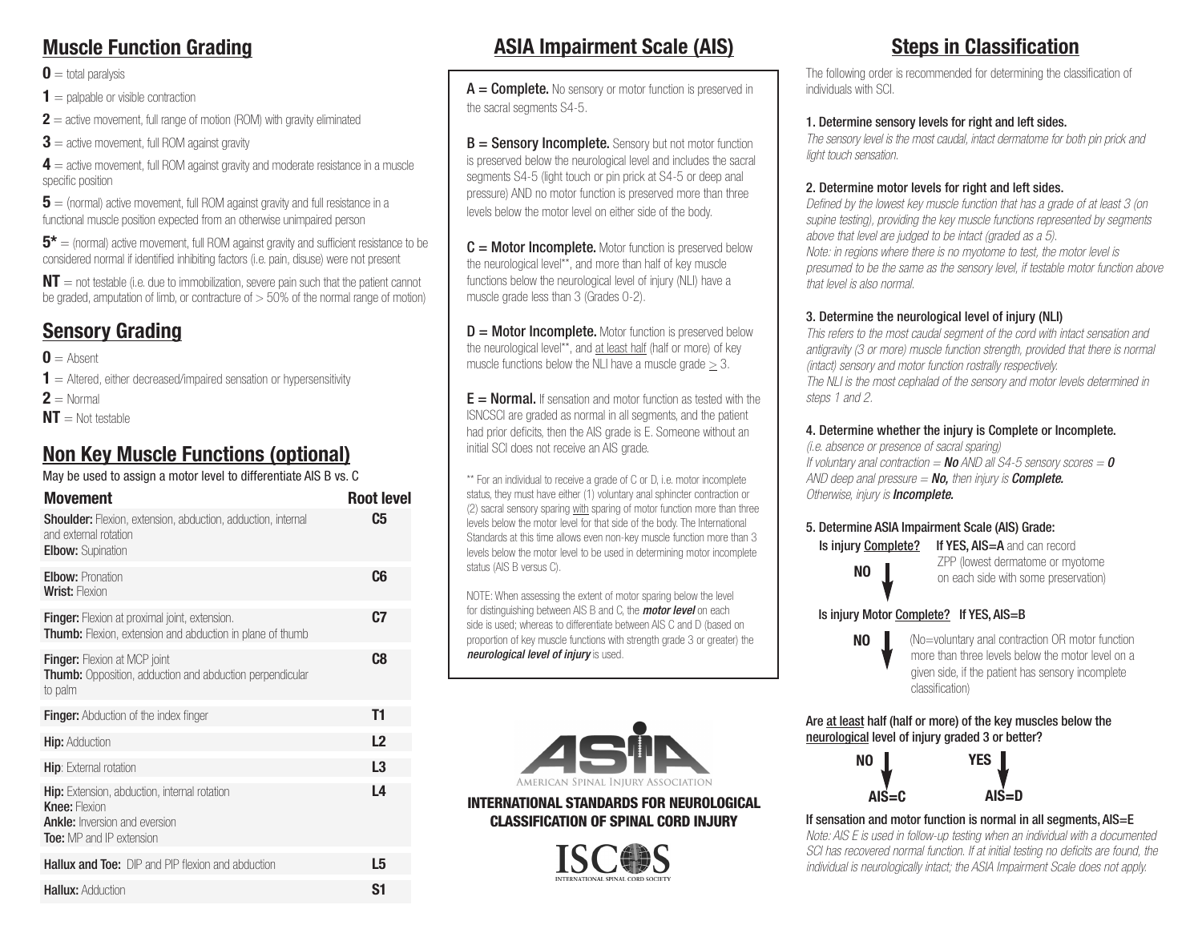## Muscle Function Grading

**0** = total paralysis

**1** = palpable or visible contraction

**2** = active movement, full range of motion (ROM) with gravity eliminated

**3** = active movement, full ROM against gravity

**4** = active movement, full ROM against gravity and moderate resistance in a muscle specific position

**5** = (normal) active movement, full ROM against gravity and full resistance in a functional muscle position expected from an otherwise unimpaired person

**5*** = (normal) active movement, full ROM against gravity and sufficient resistance to be considered normal if identified inhibiting factors (i.e. pain, disuse) were not present

**NT** = not testable (i.e. due to immobilization, severe pain such that the patient cannot be graded, amputation of limb, or contracture of > 50% of the normal range of motion)

## Sensory Grading

**0** = Absent

**1** = Altered, either decreased/impaired sensation or hypersensitivity

**2** = Normal

**NT** = Not testable

## Non Key Muscle Functions (optional)

May be used to assign a motor level to differentiate AIS B vs. C

| Movement | Root level |
|---|---|
| **Shoulder:** Flexion, extension, abduction, adduction, internal and external rotation<br>**Elbow:** Supination | C5 |
| **Elbow:** Pronation<br>**Wrist:** Flexion | C6 |
| **Finger:** Flexion at proximal joint, extension.<br>**Thumb:** Flexion, extension and abduction in plane of thumb | C7 |
| **Finger:** Flexion at MCP joint<br>**Thumb:** Opposition, adduction and abduction perpendicular to palm | C8 |
| **Finger:** Abduction of the index finger | T1 |
| **Hip:** Adduction | L2 |
| **Hip:** External rotation | L3 |
| **Hip:** Extension, abduction, internal rotation<br>**Knee:** Flexion<br>**Ankle:** Inversion and eversion<br>**Toe:** MP and IP extension | L4 |
| **Hallux and Toe:** DIP and PIP flexion and abduction | L5 |
| **Hallux:** Adduction | S1 |

## ASIA Impairment Scale (AIS)

**A = Complete.** No sensory or motor function is preserved in the sacral segments S4-5.

**B = Sensory Incomplete.** Sensory but not motor function is preserved below the neurological level and includes the sacral segments S4-5 (light touch or pin prick at S4-5 or deep anal pressure) AND no motor function is preserved more than three levels below the motor level on either side of the body.

**C = Motor Incomplete.** Motor function is preserved below the neurological level**, and more than half of key muscle functions below the neurological level of injury (NLI) have a muscle grade less than 3 (Grades 0-2).

**D = Motor Incomplete.** Motor function is preserved below the neurological level**, and at least half (half or more) of key muscle functions below the NLI have a muscle grade ≥ 3.

**E = Normal.** If sensation and motor function as tested with the ISNCSCI are graded as normal in all segments, and the patient had prior deficits, then the AIS grade is E. Someone without an initial SCI does not receive an AIS grade.

** For an individual to receive a grade of C or D, i.e. motor incomplete status, they must have either (1) voluntary anal sphincter contraction or (2) sacral sensory sparing with sparing of motor function more than three levels below the motor level for that side of the body. The International Standards at this time allows even non-key muscle function more than 3 levels below the motor level to be used in determining motor incomplete status (AIS B versus C).

NOTE: When assessing the extent of motor sparing below the level for distinguishing between AIS B and C, the ***motor level*** on each side is used; whereas to differentiate between AIS C and D (based on proportion of key muscle functions with strength grade 3 or greater) the ***neurological level of injury*** is used.

AMERICAN SPINAL INJURY ASSOCIATION

**INTERNATIONAL STANDARDS FOR NEUROLOGICAL CLASSIFICATION OF SPINAL CORD INJURY**

INTERNATIONAL SPINAL CORD SOCIETY

## Steps in Classification

The following order is recommended for determining the classification of individuals with SCI.

**1. Determine sensory levels for right and left sides.**

*The sensory level is the most caudal, intact dermatome for both pin prick and light touch sensation.*

**2. Determine motor levels for right and left sides.**

*Defined by the lowest key muscle function that has a grade of at least 3 (on supine testing), providing the key muscle functions represented by segments above that level are judged to be intact (graded as a 5).*

*Note: in regions where there is no myotome to test, the motor level is presumed to be the same as the sensory level, if testable motor function above that level is also normal.*

**3. Determine the neurological level of injury (NLI)**

*This refers to the most caudal segment of the cord with intact sensation and antigravity (3 or more) muscle function strength, provided that there is normal (intact) sensory and motor function rostrally respectively.*

*The NLI is the most cephalad of the sensory and motor levels determined in steps 1 and 2.*

**4. Determine whether the injury is Complete or Incomplete.**

*(i.e. absence or presence of sacral sparing)*

*If voluntary anal contraction = **No** AND all S4-5 sensory scores = **0** AND deep anal pressure = **No,** then injury is **Complete.***

*Otherwise, injury is **Incomplete.***

**5. Determine ASIA Impairment Scale (AIS) Grade:**

**Is injury Complete?** **If YES, AIS=A** and can record ZPP (lowest dermatome or myotome on each side with some preservation)

**NO** ↓

**Is injury Motor Complete?** **If YES, AIS=B**

**NO** ↓ (No=voluntary anal contraction OR motor function more than three levels below the motor level on a given side, if the patient has sensory incomplete classification)

**Are at least half (half or more) of the key muscles below the neurological level of injury graded 3 or better?**

**NO** ↓ **AIS=C**

**YES** ↓ **AIS=D**

**If sensation and motor function is normal in all segments, AIS=E**

*Note: AIS E is used in follow-up testing when an individual with a documented SCI has recovered normal function. If at initial testing no deficits are found, the individual is neurologically intact; the ASIA Impairment Scale does not apply.*